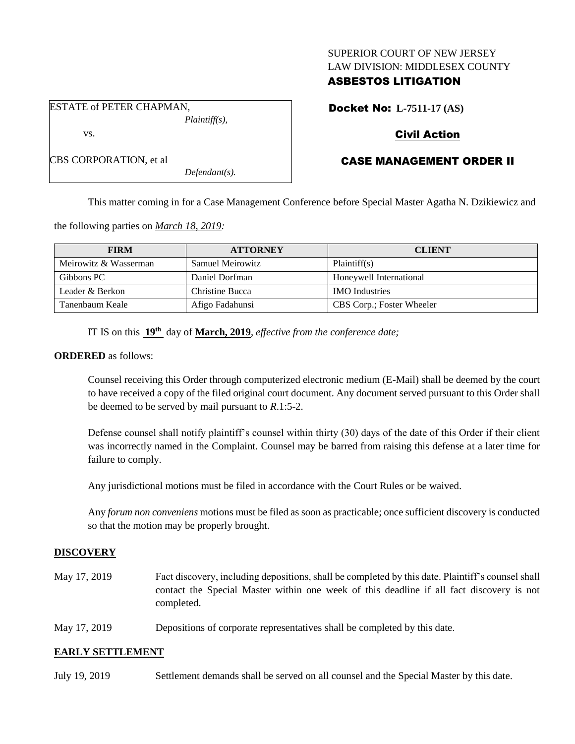SUPERIOR COURT OF NEW JERSEY
LAW DIVISION: MIDDLESEX COUNTY
**ASBESTOS LITIGATION**

ESTATE of PETER CHAPMAN,
*Plaintiff(s),*

vs.

CBS CORPORATION, et al
*Defendant(s).*

**Docket No: L-7511-17 (AS)**

**Civil Action**

**CASE MANAGEMENT ORDER II**

This matter coming in for a Case Management Conference before Special Master Agatha N. Dzikiewicz and the following parties on *March 18, 2019:*

| FIRM | ATTORNEY | CLIENT |
| --- | --- | --- |
| Meirowitz & Wasserman | Samuel Meirowitz | Plaintiff(s) |
| Gibbons PC | Daniel Dorfman | Honeywell International |
| Leader & Berkon | Christine Bucca | IMO Industries |
| Tanenbaum Keale | Afigo Fadahunsi | CBS Corp.; Foster Wheeler |

IT IS on this **19th** day of **March, 2019**, *effective from the conference date;*

**ORDERED** as follows:

Counsel receiving this Order through computerized electronic medium (E-Mail) shall be deemed by the court to have received a copy of the filed original court document. Any document served pursuant to this Order shall be deemed to be served by mail pursuant to *R*.1:5-2.

Defense counsel shall notify plaintiff's counsel within thirty (30) days of the date of this Order if their client was incorrectly named in the Complaint. Counsel may be barred from raising this defense at a later time for failure to comply.

Any jurisdictional motions must be filed in accordance with the Court Rules or be waived.

Any *forum non conveniens* motions must be filed as soon as practicable; once sufficient discovery is conducted so that the motion may be properly brought.

## DISCOVERY

May 17, 2019 — Fact discovery, including depositions, shall be completed by this date. Plaintiff's counsel shall contact the Special Master within one week of this deadline if all fact discovery is not completed.

May 17, 2019 — Depositions of corporate representatives shall be completed by this date.

## EARLY SETTLEMENT

July 19, 2019 — Settlement demands shall be served on all counsel and the Special Master by this date.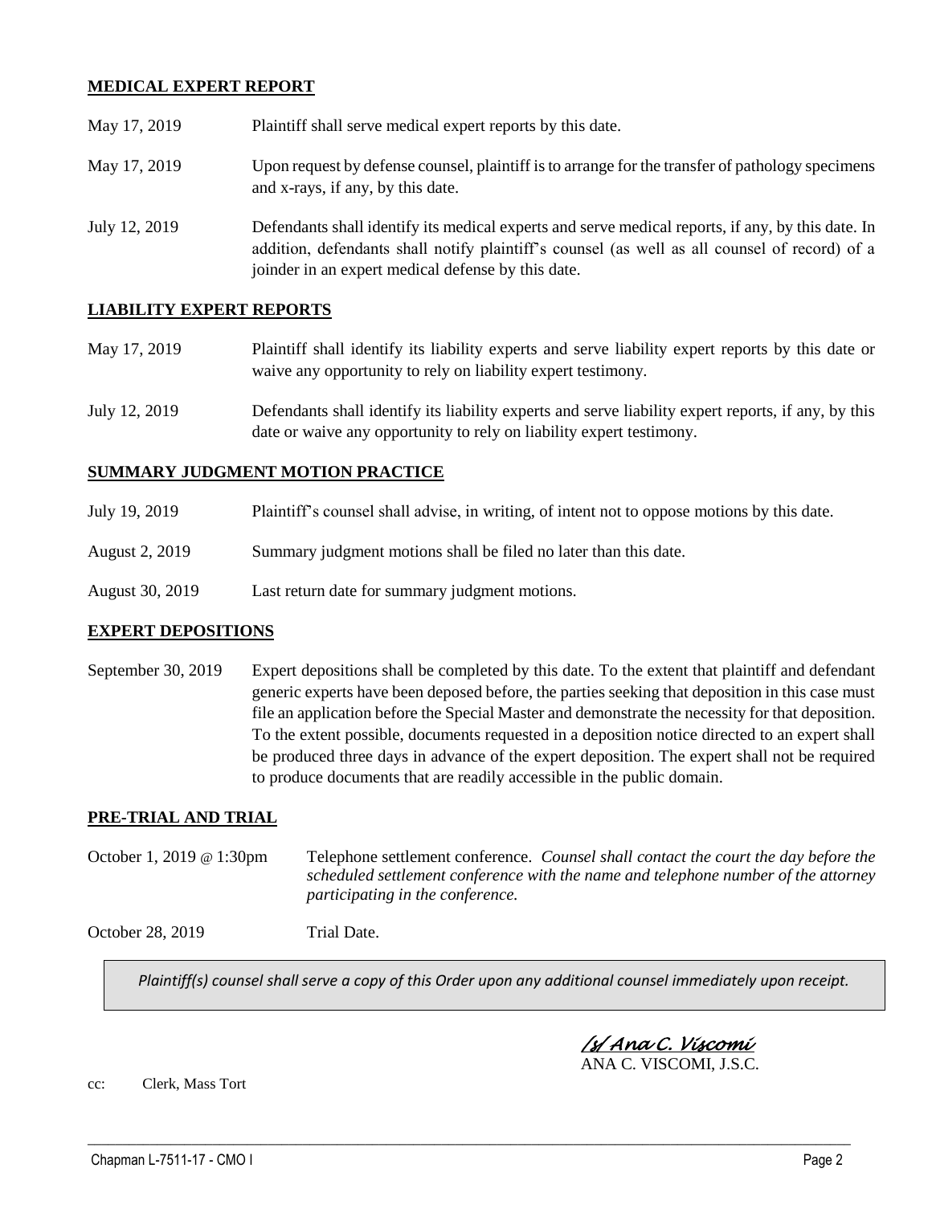**MEDICAL EXPERT REPORT**

| | |
|---|---|
| May 17, 2019 | Plaintiff shall serve medical expert reports by this date. |
| May 17, 2019 | Upon request by defense counsel, plaintiff is to arrange for the transfer of pathology specimens and x-rays, if any, by this date. |
| July 12, 2019 | Defendants shall identify its medical experts and serve medical reports, if any, by this date. In addition, defendants shall notify plaintiff's counsel (as well as all counsel of record) of a joinder in an expert medical defense by this date. |

**LIABILITY EXPERT REPORTS**

| | |
|---|---|
| May 17, 2019 | Plaintiff shall identify its liability experts and serve liability expert reports by this date or waive any opportunity to rely on liability expert testimony. |
| July 12, 2019 | Defendants shall identify its liability experts and serve liability expert reports, if any, by this date or waive any opportunity to rely on liability expert testimony. |

**SUMMARY JUDGMENT MOTION PRACTICE**

| | |
|---|---|
| July 19, 2019 | Plaintiff's counsel shall advise, in writing, of intent not to oppose motions by this date. |
| August 2, 2019 | Summary judgment motions shall be filed no later than this date. |
| August 30, 2019 | Last return date for summary judgment motions. |

**EXPERT DEPOSITIONS**

| | |
|---|---|
| September 30, 2019 | Expert depositions shall be completed by this date. To the extent that plaintiff and defendant generic experts have been deposed before, the parties seeking that deposition in this case must file an application before the Special Master and demonstrate the necessity for that deposition. To the extent possible, documents requested in a deposition notice directed to an expert shall be produced three days in advance of the expert deposition. The expert shall not be required to produce documents that are readily accessible in the public domain. |

**PRE-TRIAL AND TRIAL**

| | |
|---|---|
| October 1, 2019 @ 1:30pm | Telephone settlement conference. *Counsel shall contact the court the day before the scheduled settlement conference with the name and telephone number of the attorney participating in the conference.* |
| October 28, 2019 | Trial Date. |

*Plaintiff(s) counsel shall serve a copy of this Order upon any additional counsel immediately upon receipt.*

/s/ Ana C. Viscomi
ANA C. VISCOMI, J.S.C.

cc: Clerk, Mass Tort